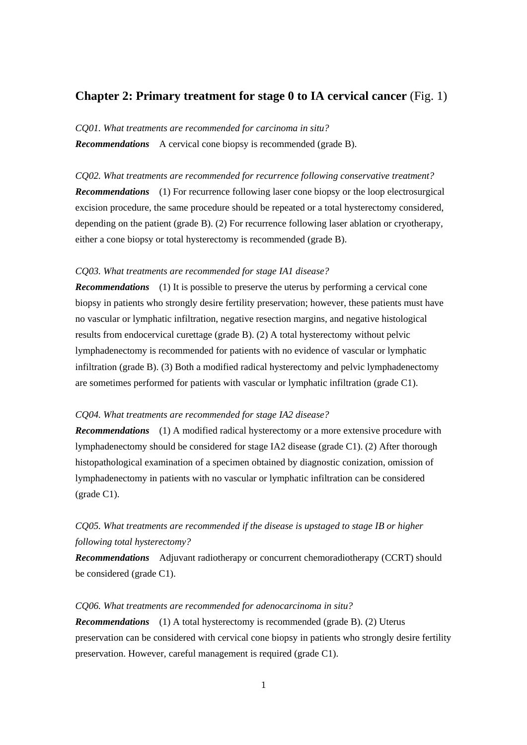## **Chapter 2: Primary treatment for stage 0 to IA cervical cancer** (Fig. 1)

*CQ01. What treatments are recommended for carcinoma in situ?*

***Recommendations*** A cervical cone biopsy is recommended (grade B).

*CQ02. What treatments are recommended for recurrence following conservative treatment?*

***Recommendations*** (1) For recurrence following laser cone biopsy or the loop electrosurgical excision procedure, the same procedure should be repeated or a total hysterectomy considered, depending on the patient (grade B). (2) For recurrence following laser ablation or cryotherapy, either a cone biopsy or total hysterectomy is recommended (grade B).

*CQ03. What treatments are recommended for stage IA1 disease?*

***Recommendations*** (1) It is possible to preserve the uterus by performing a cervical cone biopsy in patients who strongly desire fertility preservation; however, these patients must have no vascular or lymphatic infiltration, negative resection margins, and negative histological results from endocervical curettage (grade B). (2) A total hysterectomy without pelvic lymphadenectomy is recommended for patients with no evidence of vascular or lymphatic infiltration (grade B). (3) Both a modified radical hysterectomy and pelvic lymphadenectomy are sometimes performed for patients with vascular or lymphatic infiltration (grade C1).

*CQ04. What treatments are recommended for stage IA2 disease?*

***Recommendations*** (1) A modified radical hysterectomy or a more extensive procedure with lymphadenectomy should be considered for stage IA2 disease (grade C1). (2) After thorough histopathological examination of a specimen obtained by diagnostic conization, omission of lymphadenectomy in patients with no vascular or lymphatic infiltration can be considered (grade C1).

*CQ05. What treatments are recommended if the disease is upstaged to stage IB or higher following total hysterectomy?*

***Recommendations*** Adjuvant radiotherapy or concurrent chemoradiotherapy (CCRT) should be considered (grade C1).

*CQ06. What treatments are recommended for adenocarcinoma in situ?*

***Recommendations*** (1) A total hysterectomy is recommended (grade B). (2) Uterus preservation can be considered with cervical cone biopsy in patients who strongly desire fertility preservation. However, careful management is required (grade C1).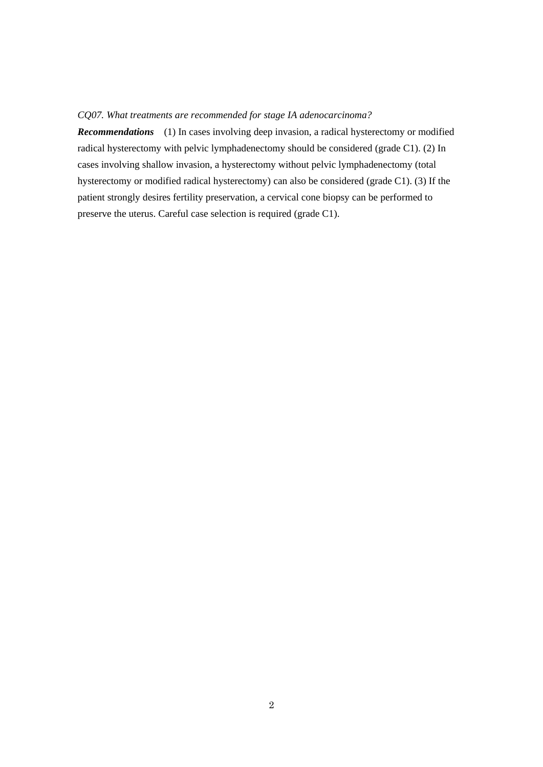*CQ07. What treatments are recommended for stage IA adenocarcinoma?*

***Recommendations*** (1) In cases involving deep invasion, a radical hysterectomy or modified radical hysterectomy with pelvic lymphadenectomy should be considered (grade C1). (2) In cases involving shallow invasion, a hysterectomy without pelvic lymphadenectomy (total hysterectomy or modified radical hysterectomy) can also be considered (grade C1). (3) If the patient strongly desires fertility preservation, a cervical cone biopsy can be performed to preserve the uterus. Careful case selection is required (grade C1).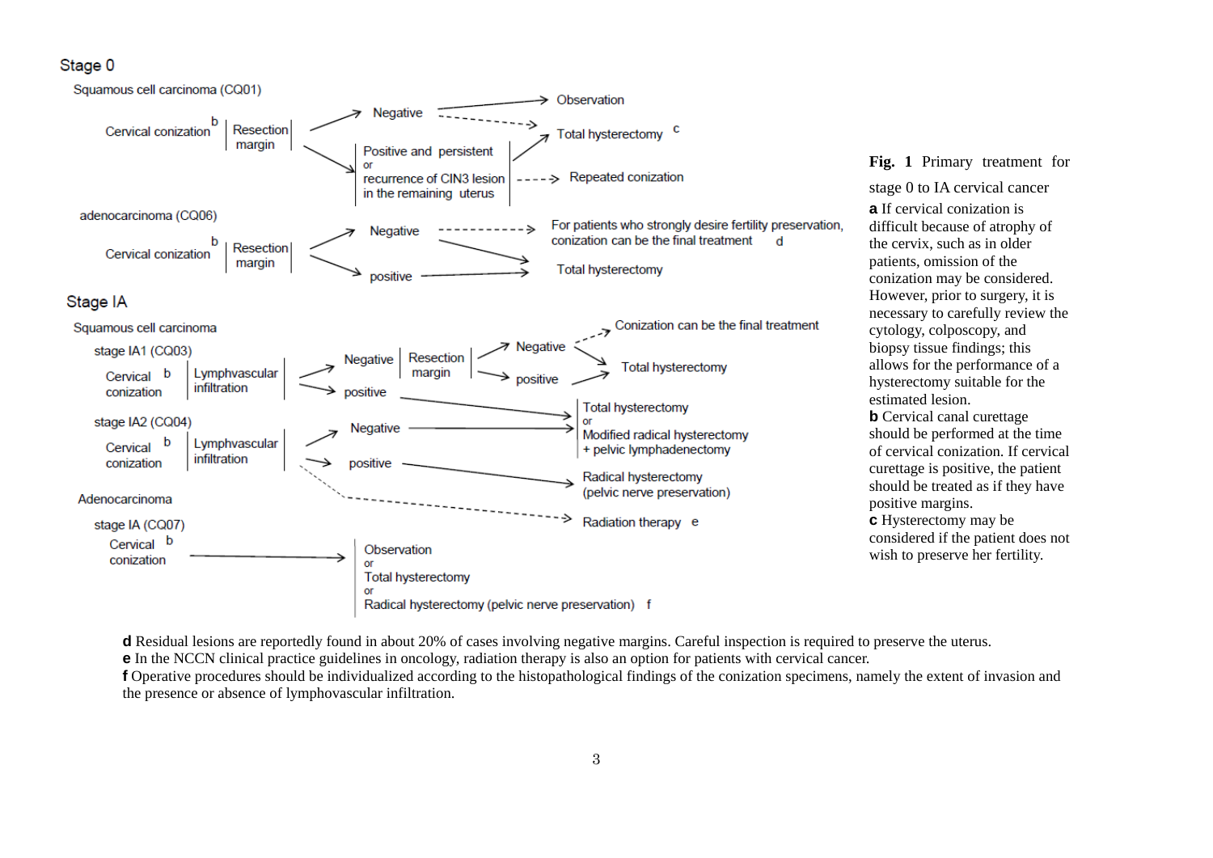Stage 0

Squamous cell carcinoma (CQ01)

Cervical conization [b] | Resection margin

Negative → Observation

Negative - - → Total hysterectomy [c]

Positive and persistent or recurrence of CIN3 lesion in the remaining uterus → Total hysterectomy [c]

Positive and persistent or recurrence of CIN3 lesion in the remaining uterus - - → Repeated conization

adenocarcinoma (CQ06)

Cervical conization [b] | Resection margin

Negative - - → For patients who strongly desire fertility preservation, conization can be the final treatment [d]

Negative → Total hysterectomy

positive → Total hysterectomy

Stage IA

Squamous cell carcinoma

stage IA1 (CQ03)

Cervical conization [b] | Lymphvascular infiltration

Negative | Resection margin

Negative - - → Conization can be the final treatment

Negative → Total hysterectomy

positive → Total hysterectomy

positive → Total hysterectomy or Modified radical hysterectomy + pelvic lymphadenectomy

stage IA2 (CQ04)

Cervical conization [b] | Lymphvascular infiltration

Negative → Total hysterectomy or Modified radical hysterectomy + pelvic lymphadenectomy

positive → Radical hysterectomy (pelvic nerve preservation)

positive - - → Radiation therapy [e]

Adenocarcinoma

stage IA (CQ07)

Cervical conization [b] → Observation or Total hysterectomy or Radical hysterectomy (pelvic nerve preservation) [f]

**Fig. 1** Primary treatment for stage 0 to IA cervical cancer

**a** If cervical conization is difficult because of atrophy of the cervix, such as in older patients, omission of the conization may be considered. However, prior to surgery, it is necessary to carefully review the cytology, colposcopy, and biopsy tissue findings; this allows for the performance of a hysterectomy suitable for the estimated lesion.

**b** Cervical canal curettage should be performed at the time of cervical conization. If cervical curettage is positive, the patient should be treated as if they have positive margins.

**c** Hysterectomy may be considered if the patient does not wish to preserve her fertility.

**d** Residual lesions are reportedly found in about 20% of cases involving negative margins. Careful inspection is required to preserve the uterus.

**e** In the NCCN clinical practice guidelines in oncology, radiation therapy is also an option for patients with cervical cancer.

**f** Operative procedures should be individualized according to the histopathological findings of the conization specimens, namely the extent of invasion and the presence or absence of lymphovascular infiltration.